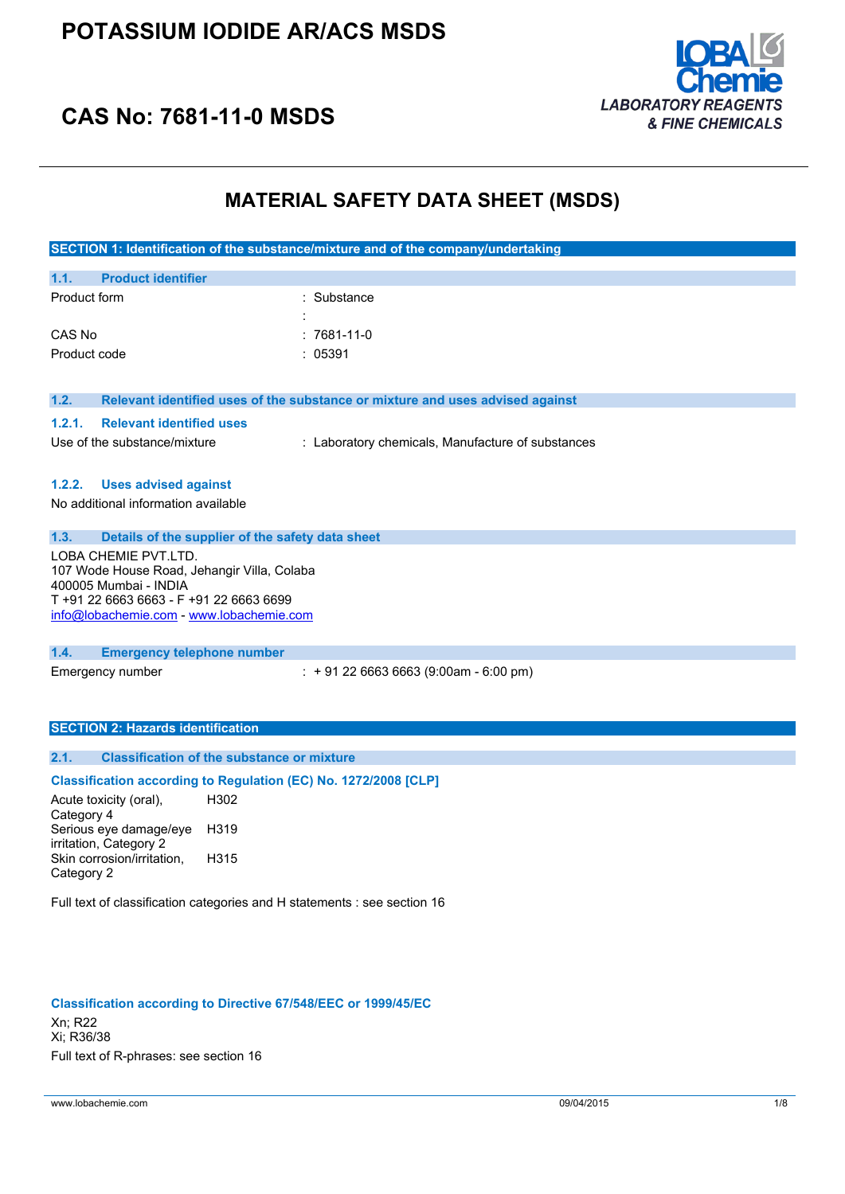# POTASSIUM IODIDE AR/ACS MSDS

## CAS No: 7681-11-0 MSDS

LOBA Chemie
LABORATORY REAGENTS & FINE CHEMICALS

# MATERIAL SAFETY DATA SHEET (MSDS)

## SECTION 1: Identification of the substance/mixture and of the company/undertaking

### 1.1. Product identifier

| | |
|---|---|
| Product form | : Substance |
| | : |
| CAS No | : 7681-11-0 |
| Product code | : 05391 |

### 1.2. Relevant identified uses of the substance or mixture and uses advised against

#### 1.2.1. Relevant identified uses

| | |
|---|---|
| Use of the substance/mixture | : Laboratory chemicals, Manufacture of substances |

#### 1.2.2. Uses advised against

No additional information available

### 1.3. Details of the supplier of the safety data sheet

LOBA CHEMIE PVT.LTD.
107 Wode House Road, Jehangir Villa, Colaba
400005 Mumbai - INDIA
T +91 22 6663 6663 - F +91 22 6663 6699
info@lobachemie.com - www.lobachemie.com

### 1.4. Emergency telephone number

| | |
|---|---|
| Emergency number | : + 91 22 6663 6663 (9:00am - 6:00 pm) |

## SECTION 2: Hazards identification

### 2.1. Classification of the substance or mixture

#### Classification according to Regulation (EC) No. 1272/2008 [CLP]

| | |
|---|---|
| Acute toxicity (oral), Category 4 | H302 |
| Serious eye damage/eye irritation, Category 2 | H319 |
| Skin corrosion/irritation, Category 2 | H315 |

Full text of classification categories and H statements : see section 16

#### Classification according to Directive 67/548/EEC or 1999/45/EC

Xn; R22
Xi; R36/38

Full text of R-phrases: see section 16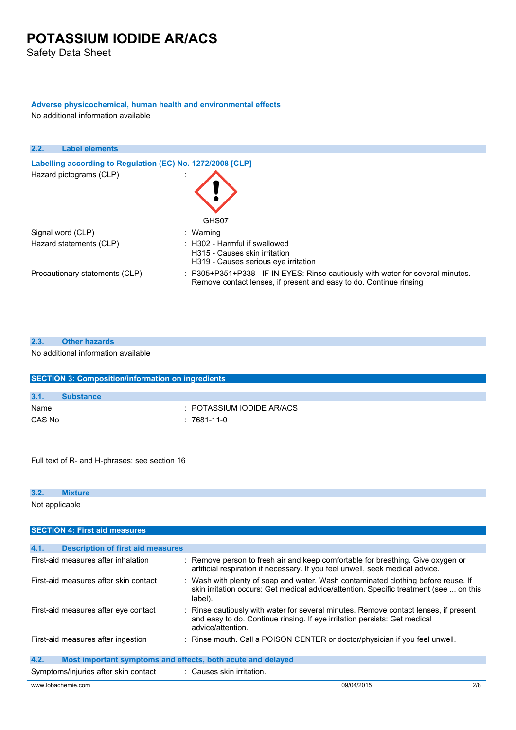### Adverse physicochemical, human health and environmental effects

No additional information available

## 2.2. Label elements

### Labelling according to Regulation (EC) No. 1272/2008 [CLP]

| | |
|---|---|
| Hazard pictograms (CLP) | : GHS07 |
| Signal word (CLP) | : Warning |
| Hazard statements (CLP) | : H302 - Harmful if swallowed<br>H315 - Causes skin irritation<br>H319 - Causes serious eye irritation |
| Precautionary statements (CLP) | : P305+P351+P338 - IF IN EYES: Rinse cautiously with water for several minutes. Remove contact lenses, if present and easy to do. Continue rinsing |

## 2.3. Other hazards

No additional information available

# SECTION 3: Composition/information on ingredients

## 3.1. Substance

| | |
|---|---|
| Name | : POTASSIUM IODIDE AR/ACS |
| CAS No | : 7681-11-0 |

Full text of R- and H-phrases: see section 16

## 3.2. Mixture

Not applicable

# SECTION 4: First aid measures

## 4.1. Description of first aid measures

| | |
|---|---|
| First-aid measures after inhalation | : Remove person to fresh air and keep comfortable for breathing. Give oxygen or artificial respiration if necessary. If you feel unwell, seek medical advice. |
| First-aid measures after skin contact | : Wash with plenty of soap and water. Wash contaminated clothing before reuse. If skin irritation occurs: Get medical advice/attention. Specific treatment (see ... on this label). |
| First-aid measures after eye contact | : Rinse cautiously with water for several minutes. Remove contact lenses, if present and easy to do. Continue rinsing. If eye irritation persists: Get medical advice/attention. |
| First-aid measures after ingestion | : Rinse mouth. Call a POISON CENTER or doctor/physician if you feel unwell. |

## 4.2. Most important symptoms and effects, both acute and delayed

| | |
|---|---|
| Symptoms/injuries after skin contact | : Causes skin irritation. |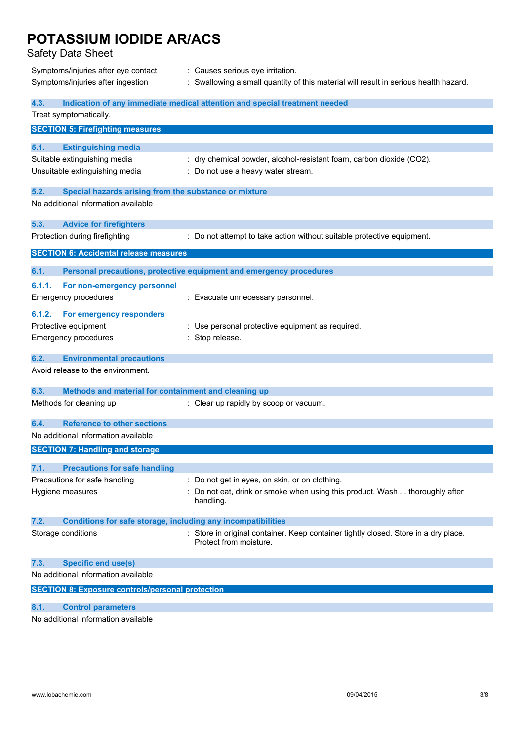Symptoms/injuries after eye contact : Causes serious eye irritation.

Symptoms/injuries after ingestion : Swallowing a small quantity of this material will result in serious health hazard.

### 4.3. Indication of any immediate medical attention and special treatment needed

Treat symptomatically.

## SECTION 5: Firefighting measures

### 5.1. Extinguishing media

Suitable extinguishing media : dry chemical powder, alcohol-resistant foam, carbon dioxide ($CO_2$).

Unsuitable extinguishing media : Do not use a heavy water stream.

### 5.2. Special hazards arising from the substance or mixture

No additional information available

### 5.3. Advice for firefighters

Protection during firefighting : Do not attempt to take action without suitable protective equipment.

## SECTION 6: Accidental release measures

### 6.1. Personal precautions, protective equipment and emergency procedures

#### 6.1.1. For non-emergency personnel

Emergency procedures : Evacuate unnecessary personnel.

#### 6.1.2. For emergency responders

Protective equipment : Use personal protective equipment as required.

Emergency procedures : Stop release.

### 6.2. Environmental precautions

Avoid release to the environment.

### 6.3. Methods and material for containment and cleaning up

Methods for cleaning up : Clear up rapidly by scoop or vacuum.

### 6.4. Reference to other sections

No additional information available

## SECTION 7: Handling and storage

### 7.1. Precautions for safe handling

Precautions for safe handling : Do not get in eyes, on skin, or on clothing.

Hygiene measures : Do not eat, drink or smoke when using this product. Wash ... thoroughly after handling.

### 7.2. Conditions for safe storage, including any incompatibilities

Storage conditions : Store in original container. Keep container tightly closed. Store in a dry place. Protect from moisture.

### 7.3. Specific end use(s)

No additional information available

## SECTION 8: Exposure controls/personal protection

### 8.1. Control parameters

No additional information available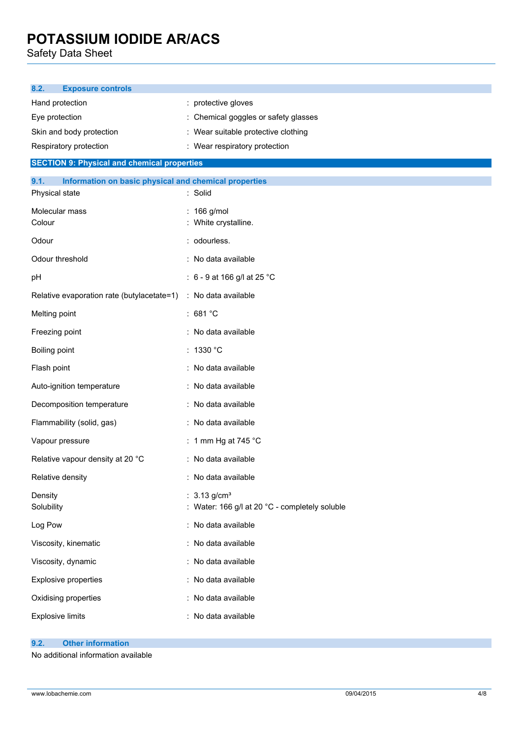### 8.2. Exposure controls

| | |
|---|---|
| Hand protection | : protective gloves |
| Eye protection | : Chemical goggles or safety glasses |
| Skin and body protection | : Wear suitable protective clothing |
| Respiratory protection | : Wear respiratory protection |

## SECTION 9: Physical and chemical properties

### 9.1. Information on basic physical and chemical properties

| | |
|---|---|
| Physical state | : Solid |
| Molecular mass | : 166 g/mol |
| Colour | : White crystalline. |
| Odour | : odourless. |
| Odour threshold | : No data available |
| pH | : 6 - 9 at 166 g/l at 25 °C |
| Relative evaporation rate (butylacetate=1) | : No data available |
| Melting point | : 681 °C |
| Freezing point | : No data available |
| Boiling point | : 1330 °C |
| Flash point | : No data available |
| Auto-ignition temperature | : No data available |
| Decomposition temperature | : No data available |
| Flammability (solid, gas) | : No data available |
| Vapour pressure | : 1 mm Hg at 745 °C |
| Relative vapour density at 20 °C | : No data available |
| Relative density | : No data available |
| Density | : 3.13 g/cm³ |
| Solubility | : Water: 166 g/l at 20 °C - completely soluble |
| Log Pow | : No data available |
| Viscosity, kinematic | : No data available |
| Viscosity, dynamic | : No data available |
| Explosive properties | : No data available |
| Oxidising properties | : No data available |
| Explosive limits | : No data available |

### 9.2. Other information

No additional information available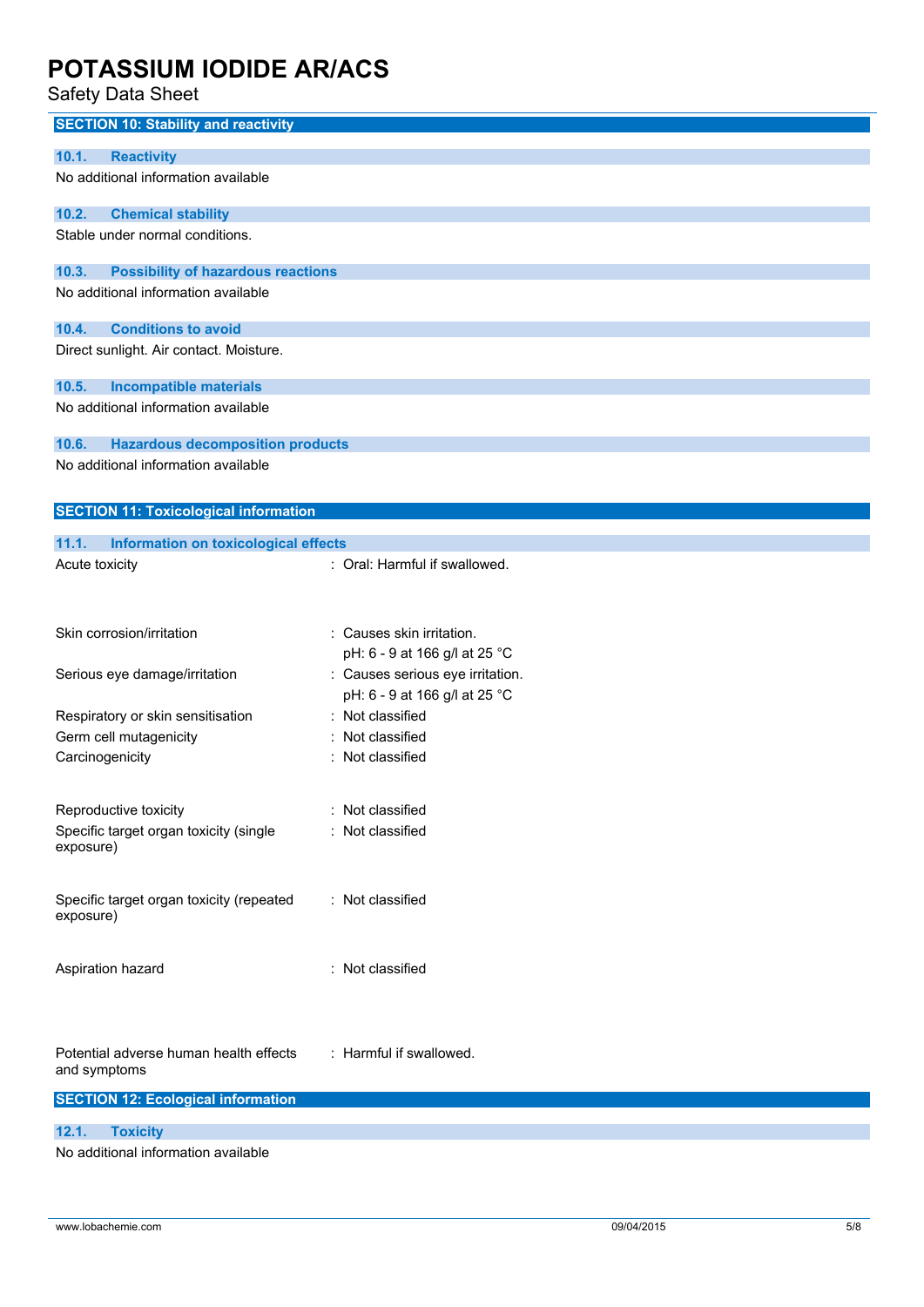## SECTION 10: Stability and reactivity

### 10.1. Reactivity

No additional information available

### 10.2. Chemical stability

Stable under normal conditions.

### 10.3. Possibility of hazardous reactions

No additional information available

### 10.4. Conditions to avoid

Direct sunlight. Air contact. Moisture.

### 10.5. Incompatible materials

No additional information available

### 10.6. Hazardous decomposition products

No additional information available

## SECTION 11: Toxicological information

### 11.1. Information on toxicological effects

| | |
|---|---|
| Acute toxicity | : Oral: Harmful if swallowed. |
| Skin corrosion/irritation | : Causes skin irritation.<br>pH: 6 - 9 at 166 g/l at 25 °C |
| Serious eye damage/irritation | : Causes serious eye irritation.<br>pH: 6 - 9 at 166 g/l at 25 °C |
| Respiratory or skin sensitisation | : Not classified |
| Germ cell mutagenicity | : Not classified |
| Carcinogenicity | : Not classified |
| Reproductive toxicity | : Not classified |
| Specific target organ toxicity (single exposure) | : Not classified |
| Specific target organ toxicity (repeated exposure) | : Not classified |
| Aspiration hazard | : Not classified |
| Potential adverse human health effects and symptoms | : Harmful if swallowed. |

## SECTION 12: Ecological information

### 12.1. Toxicity

No additional information available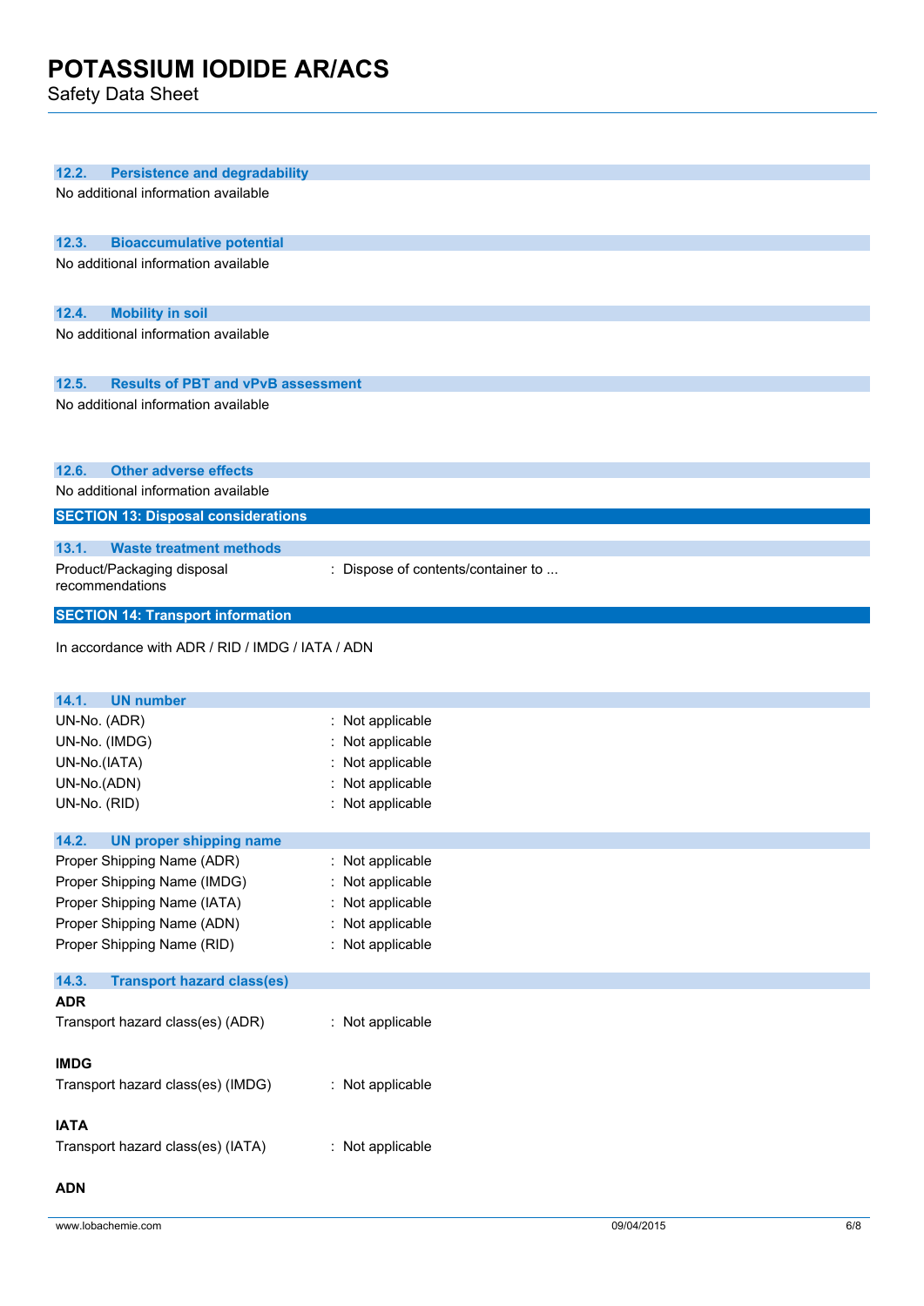### 12.2. Persistence and degradability

No additional information available

### 12.3. Bioaccumulative potential

No additional information available

### 12.4. Mobility in soil

No additional information available

### 12.5. Results of PBT and vPvB assessment

No additional information available

### 12.6. Other adverse effects

No additional information available

## SECTION 13: Disposal considerations

### 13.1. Waste treatment methods

Product/Packaging disposal recommendations : Dispose of contents/container to ...

## SECTION 14: Transport information

In accordance with ADR / RID / IMDG / IATA / ADN

### 14.1. UN number

UN-No. (ADR) : Not applicable
UN-No. (IMDG) : Not applicable
UN-No.(IATA) : Not applicable
UN-No.(ADN) : Not applicable
UN-No. (RID) : Not applicable

### 14.2. UN proper shipping name

Proper Shipping Name (ADR) : Not applicable
Proper Shipping Name (IMDG) : Not applicable
Proper Shipping Name (IATA) : Not applicable
Proper Shipping Name (ADN) : Not applicable
Proper Shipping Name (RID) : Not applicable

### 14.3. Transport hazard class(es)

**ADR**

Transport hazard class(es) (ADR) : Not applicable

**IMDG**

Transport hazard class(es) (IMDG) : Not applicable

**IATA**

Transport hazard class(es) (IATA) : Not applicable

**ADN**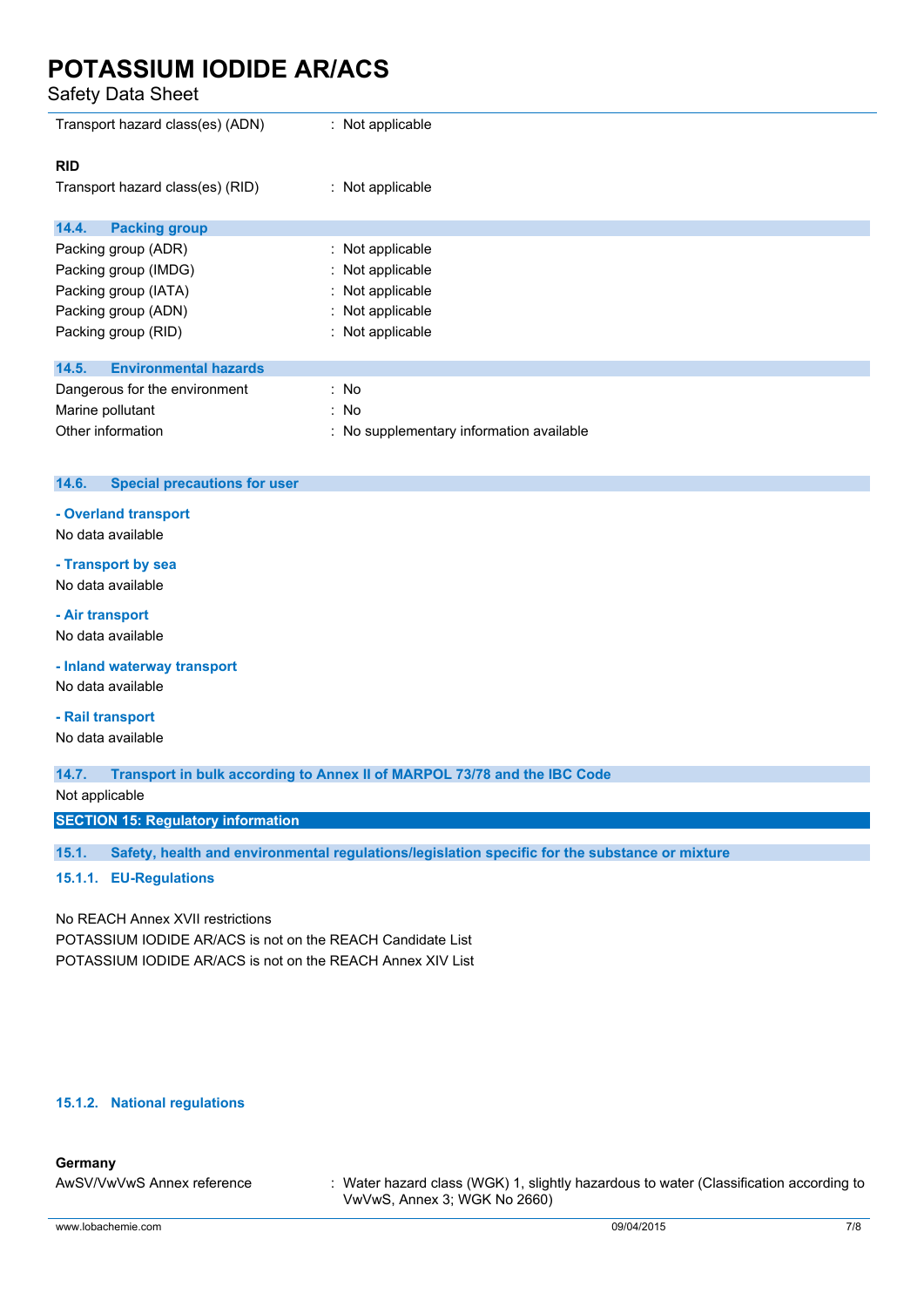| | |
|---|---|
| Transport hazard class(es) (ADN) | : Not applicable |

**RID**

| | |
|---|---|
| Transport hazard class(es) (RID) | : Not applicable |

### 14.4. Packing group

| | |
|---|---|
| Packing group (ADR) | : Not applicable |
| Packing group (IMDG) | : Not applicable |
| Packing group (IATA) | : Not applicable |
| Packing group (ADN) | : Not applicable |
| Packing group (RID) | : Not applicable |

### 14.5. Environmental hazards

| | |
|---|---|
| Dangerous for the environment | : No |
| Marine pollutant | : No |
| Other information | : No supplementary information available |

### 14.6. Special precautions for user

**- Overland transport**

No data available

**- Transport by sea**

No data available

**- Air transport**

No data available

**- Inland waterway transport**

No data available

**- Rail transport**

No data available

### 14.7. Transport in bulk according to Annex II of MARPOL 73/78 and the IBC Code

Not applicable

## SECTION 15: Regulatory information

### 15.1. Safety, health and environmental regulations/legislation specific for the substance or mixture

#### 15.1.1. EU-Regulations

No REACH Annex XVII restrictions

POTASSIUM IODIDE AR/ACS is not on the REACH Candidate List

POTASSIUM IODIDE AR/ACS is not on the REACH Annex XIV List

#### 15.1.2. National regulations

**Germany**

| | |
|---|---|
| AwSV/VwVwS Annex reference | : Water hazard class (WGK) 1, slightly hazardous to water (Classification according to VwVwS, Annex 3; WGK No 2660) |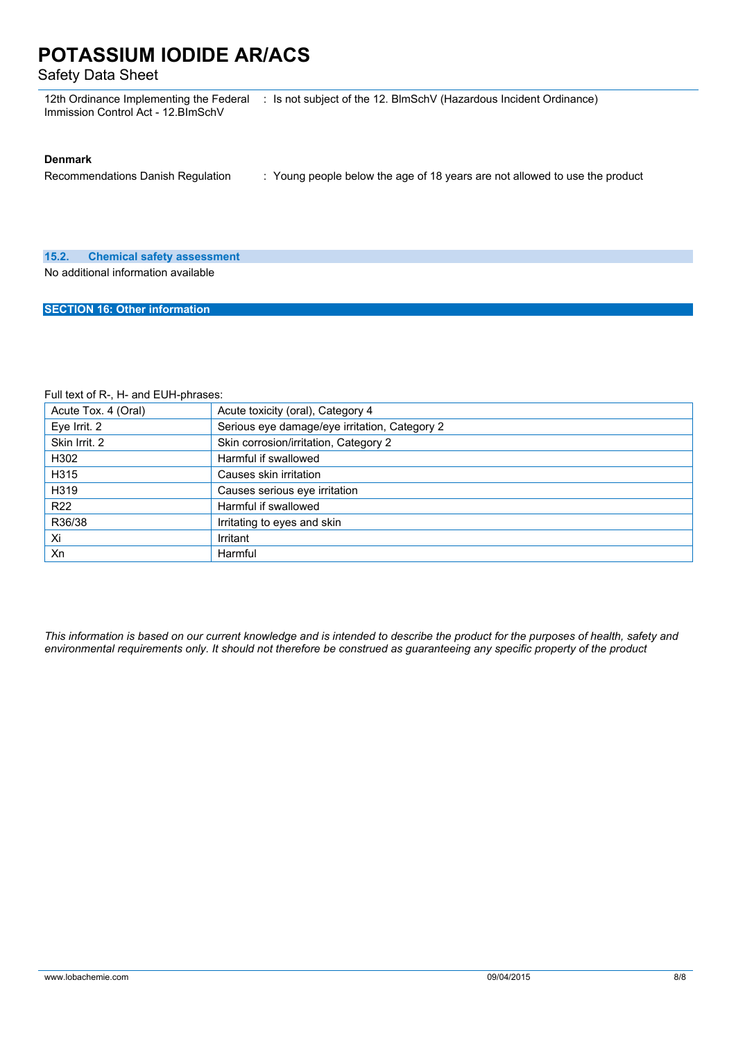12th Ordinance Implementing the Federal Immission Control Act - 12.BImSchV : Is not subject of the 12. BlmSchV (Hazardous Incident Ordinance)

**Denmark**

Recommendations Danish Regulation : Young people below the age of 18 years are not allowed to use the product

### 15.2. Chemical safety assessment

No additional information available

## SECTION 16: Other information

Full text of R-, H- and EUH-phrases:

| | |
|---|---|
| Acute Tox. 4 (Oral) | Acute toxicity (oral), Category 4 |
| Eye Irrit. 2 | Serious eye damage/eye irritation, Category 2 |
| Skin Irrit. 2 | Skin corrosion/irritation, Category 2 |
| H302 | Harmful if swallowed |
| H315 | Causes skin irritation |
| H319 | Causes serious eye irritation |
| R22 | Harmful if swallowed |
| R36/38 | Irritating to eyes and skin |
| Xi | Irritant |
| Xn | Harmful |

*This information is based on our current knowledge and is intended to describe the product for the purposes of health, safety and environmental requirements only. It should not therefore be construed as guaranteeing any specific property of the product*